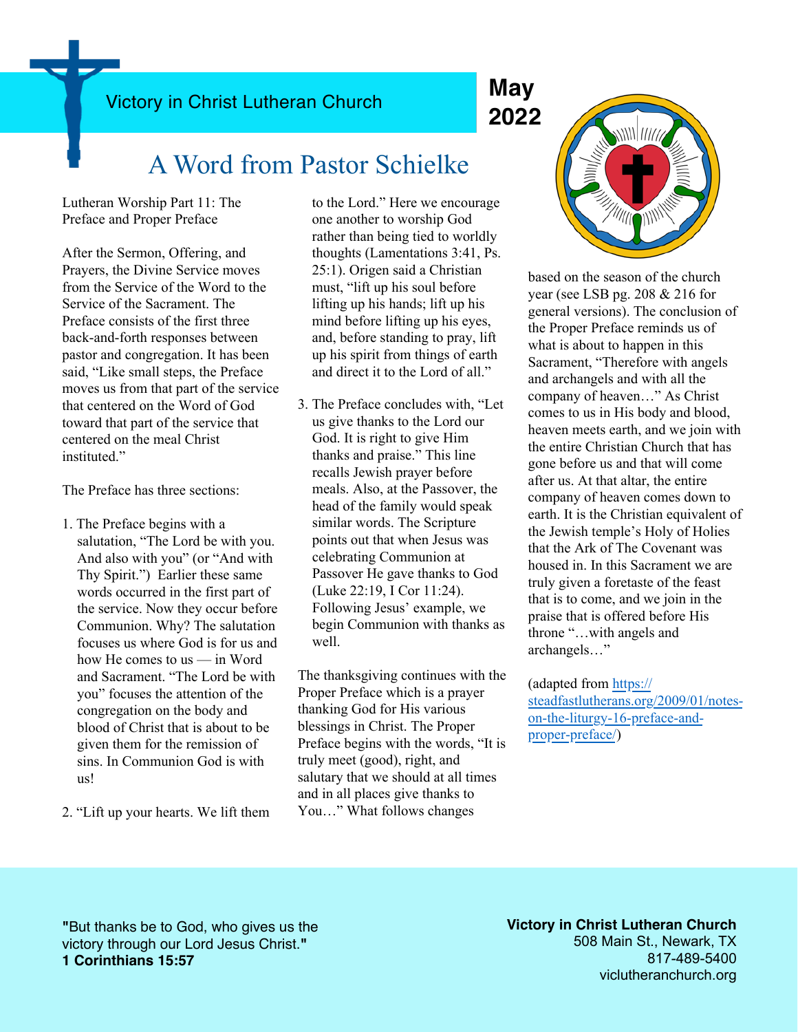Victory in Christ Lutheran Church

**May 2022**

# A Word from Pastor Schielke

Lutheran Worship Part 11: The Preface and Proper Preface

After the Sermon, Offering, and Prayers, the Divine Service moves from the Service of the Word to the Service of the Sacrament. The Preface consists of the first three back-and-forth responses between pastor and congregation. It has been said, "Like small steps, the Preface moves us from that part of the service that centered on the Word of God toward that part of the service that centered on the meal Christ instituted."

The Preface has three sections:

1. The Preface begins with a salutation, "The Lord be with you. And also with you" (or "And with Thy Spirit.") Earlier these same words occurred in the first part of the service. Now they occur before Communion. Why? The salutation focuses us where God is for us and how He comes to us — in Word and Sacrament. "The Lord be with you" focuses the attention of the congregation on the body and blood of Christ that is about to be given them for the remission of sins. In Communion God is with us!

2. "Lift up your hearts. We lift them to the Lord." Here we encourage one another to worship God rather than being tied to worldly thoughts (Lamentations 3:41, Ps. 25:1). Origen said a Christian must, "lift up his soul before lifting up his hands; lift up his mind before lifting up his eyes, and, before standing to pray, lift up his spirit from things of earth and direct it to the Lord of all."

3. The Preface concludes with, "Let us give thanks to the Lord our God. It is right to give Him thanks and praise." This line recalls Jewish prayer before meals. Also, at the Passover, the head of the family would speak similar words. The Scripture points out that when Jesus was celebrating Communion at Passover He gave thanks to God (Luke 22:19, I Cor 11:24). Following Jesus' example, we begin Communion with thanks as well.

The thanksgiving continues with the Proper Preface which is a prayer thanking God for His various blessings in Christ. The Proper Preface begins with the words, "It is truly meet (good), right, and salutary that we should at all times and in all places give thanks to You…" What follows changes based on the season of the church year (see LSB pg. 208 & 216 for general versions). The conclusion of the Proper Preface reminds us of what is about to happen in this Sacrament, "Therefore with angels and archangels and with all the company of heaven…" As Christ comes to us in His body and blood, heaven meets earth, and we join with the entire Christian Church that has gone before us and that will come after us. At that altar, the entire company of heaven comes down to earth. It is the Christian equivalent of the Jewish temple's Holy of Holies that the Ark of The Covenant was housed in. In this Sacrament we are truly given a foretaste of the feast that is to come, and we join in the praise that is offered before His throne "…with angels and archangels…"

(adapted from https://steadfastlutherans.org/2009/01/notes-on-the-liturgy-16-preface-and-proper-preface/)

**"**But thanks be to God, who gives us the victory through our Lord Jesus Christ.**"**
**1 Corinthians 15:57**

**Victory in Christ Lutheran Church**
508 Main St., Newark, TX
817-489-5400
viclutheranchurch.org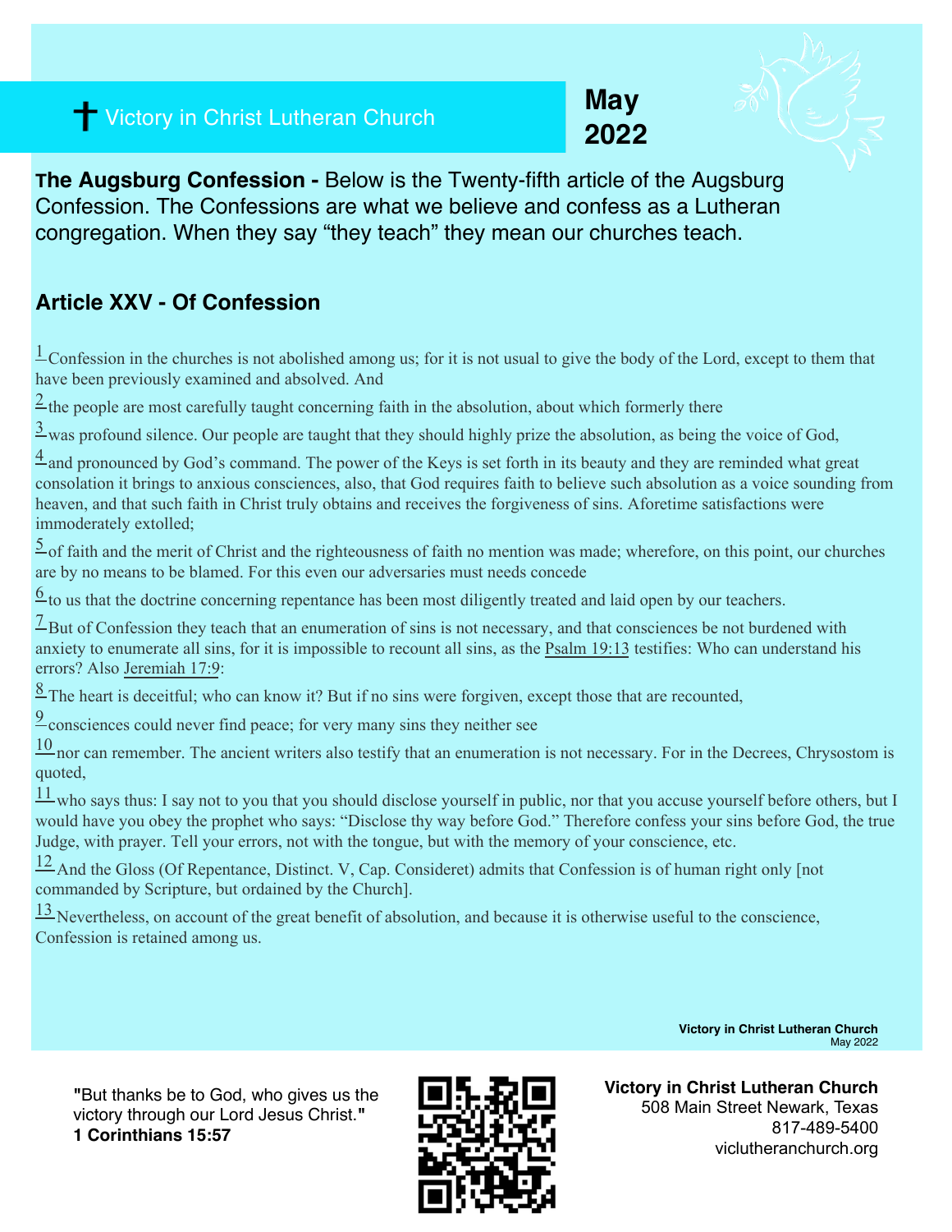✝ Victory in Christ Lutheran Church

**May 2022**

**The Augsburg Confession -** Below is the Twenty-fifth article of the Augsburg Confession. The Confessions are what we believe and confess as a Lutheran congregation. When they say "they teach" they mean our churches teach.

## Article XXV - Of Confession

[1] Confession in the churches is not abolished among us; for it is not usual to give the body of the Lord, except to them that have been previously examined and absolved. And

[2] the people are most carefully taught concerning faith in the absolution, about which formerly there

[3] was profound silence. Our people are taught that they should highly prize the absolution, as being the voice of God,

[4] and pronounced by God's command. The power of the Keys is set forth in its beauty and they are reminded what great consolation it brings to anxious consciences, also, that God requires faith to believe such absolution as a voice sounding from heaven, and that such faith in Christ truly obtains and receives the forgiveness of sins. Aforetime satisfactions were immoderately extolled;

[5] of faith and the merit of Christ and the righteousness of faith no mention was made; wherefore, on this point, our churches are by no means to be blamed. For this even our adversaries must needs concede

[6] to us that the doctrine concerning repentance has been most diligently treated and laid open by our teachers.

[7] But of Confession they teach that an enumeration of sins is not necessary, and that consciences be not burdened with anxiety to enumerate all sins, for it is impossible to recount all sins, as the Psalm 19:13 testifies: Who can understand his errors? Also Jeremiah 17:9:

[8] The heart is deceitful; who can know it? But if no sins were forgiven, except those that are recounted,

[9] consciences could never find peace; for very many sins they neither see

[10] nor can remember. The ancient writers also testify that an enumeration is not necessary. For in the Decrees, Chrysostom is quoted,

[11] who says thus: I say not to you that you should disclose yourself in public, nor that you accuse yourself before others, but I would have you obey the prophet who says: "Disclose thy way before God." Therefore confess your sins before God, the true Judge, with prayer. Tell your errors, not with the tongue, but with the memory of your conscience, etc.

[12] And the Gloss (Of Repentance, Distinct. V, Cap. Consideret) admits that Confession is of human right only [not commanded by Scripture, but ordained by the Church].

[13] Nevertheless, on account of the great benefit of absolution, and because it is otherwise useful to the conscience, Confession is retained among us.

"But thanks be to God, who gives us the victory through our Lord Jesus Christ."
**1 Corinthians 15:57**

**Victory in Christ Lutheran Church**
508 Main Street Newark, Texas
817-489-5400
viclutheranchurch.org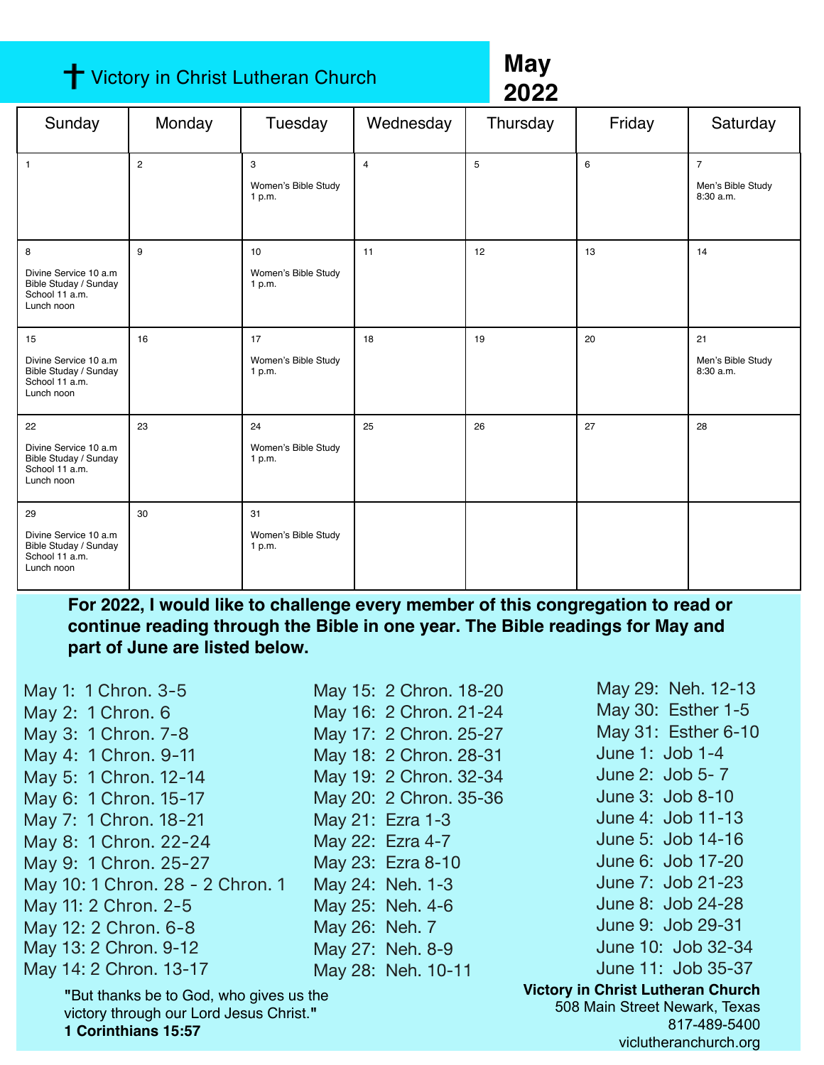# ✝ Victory in Christ Lutheran Church

## May 2022

| Sunday | Monday | Tuesday | Wednesday | Thursday | Friday | Saturday |
|---|---|---|---|---|---|---|
| 1 | 2 | 3<br>Women's Bible Study 1 p.m. | 4 | 5 | 6 | 7<br>Men's Bible Study 8:30 a.m. |
| 8<br>Divine Service 10 a.m<br>Bible Studay / Sunday School 11 a.m.<br>Lunch noon | 9 | 10<br>Women's Bible Study 1 p.m. | 11 | 12 | 13 | 14 |
| 15<br>Divine Service 10 a.m<br>Bible Studay / Sunday School 11 a.m.<br>Lunch noon | 16 | 17<br>Women's Bible Study 1 p.m. | 18 | 19 | 20 | 21<br>Men's Bible Study 8:30 a.m. |
| 22<br>Divine Service 10 a.m<br>Bible Studay / Sunday School 11 a.m.<br>Lunch noon | 23 | 24<br>Women's Bible Study 1 p.m. | 25 | 26 | 27 | 28 |
| 29<br>Divine Service 10 a.m<br>Bible Studay / Sunday School 11 a.m.<br>Lunch noon | 30 | 31<br>Women's Bible Study 1 p.m. | | | | |

**For 2022, I would like to challenge every member of this congregation to read or continue reading through the Bible in one year. The Bible readings for May and part of June are listed below.**

May 1: 1 Chron. 3-5
May 2: 1 Chron. 6
May 3: 1 Chron. 7-8
May 4: 1 Chron. 9-11
May 5: 1 Chron. 12-14
May 6: 1 Chron. 15-17
May 7: 1 Chron. 18-21
May 8: 1 Chron. 22-24
May 9: 1 Chron. 25-27
May 10: 1 Chron. 28 - 2 Chron. 1
May 11: 2 Chron. 2-5
May 12: 2 Chron. 6-8
May 13: 2 Chron. 9-12
May 14: 2 Chron. 13-17
May 15: 2 Chron. 18-20
May 16: 2 Chron. 21-24
May 17: 2 Chron. 25-27
May 18: 2 Chron. 28-31
May 19: 2 Chron. 32-34
May 20: 2 Chron. 35-36
May 21: Ezra 1-3
May 22: Ezra 4-7
May 23: Ezra 8-10
May 24: Neh. 1-3
May 25: Neh. 4-6
May 26: Neh. 7
May 27: Neh. 8-9
May 28: Neh. 10-11
May 29: Neh. 12-13
May 30: Esther 1-5
May 31: Esther 6-10
June 1: Job 1-4
June 2: Job 5- 7
June 3: Job 8-10
June 4: Job 11-13
June 5: Job 14-16
June 6: Job 17-20
June 7: Job 21-23
June 8: Job 24-28
June 9: Job 29-31
June 10: Job 32-34
June 11: Job 35-37

"But thanks be to God, who gives us the victory through our Lord Jesus Christ."
**1 Corinthians 15:57**

**Victory in Christ Lutheran Church**
508 Main Street Newark, Texas
817-489-5400
viclutheranchurch.org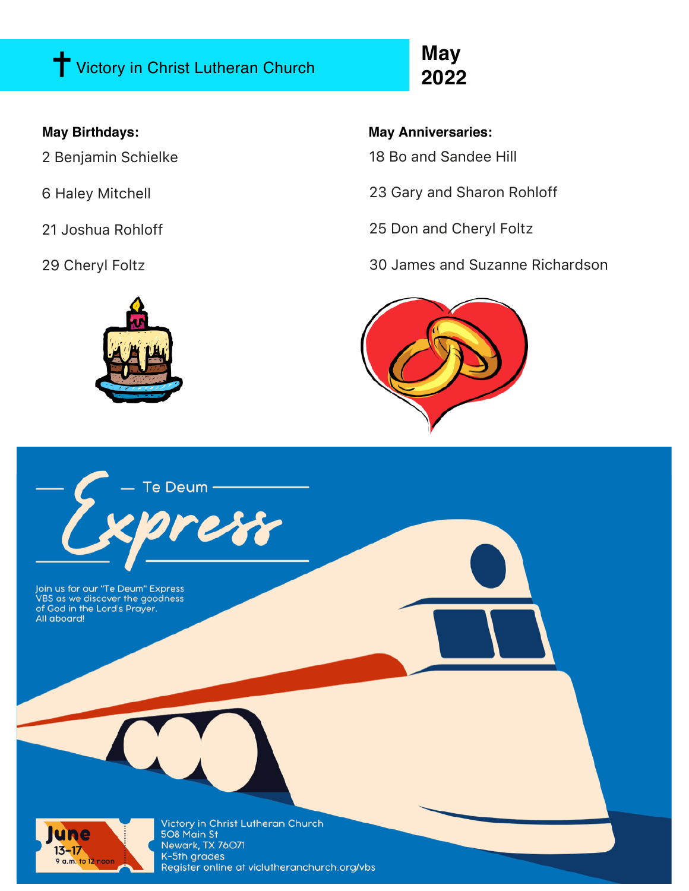# Victory in Christ Lutheran Church

**May 2022**

**May Birthdays:**

2 Benjamin Schielke

6 Haley Mitchell

21 Joshua Rohloff

29 Cheryl Foltz

**May Anniversaries:**

18 Bo and Sandee Hill

23 Gary and Sharon Rohloff

25 Don and Cheryl Foltz

30 James and Suzanne Richardson

## Te Deum Express

Join us for our "Te Deum" Express VBS as we discover the goodness of God in the Lord's Prayer. All aboard!

June 13-17
9 a.m. to 12 noon

Victory in Christ Lutheran Church
508 Main St
Newark, TX 76071
K-5th grades
Register online at viclutheranchurch.org/vbs